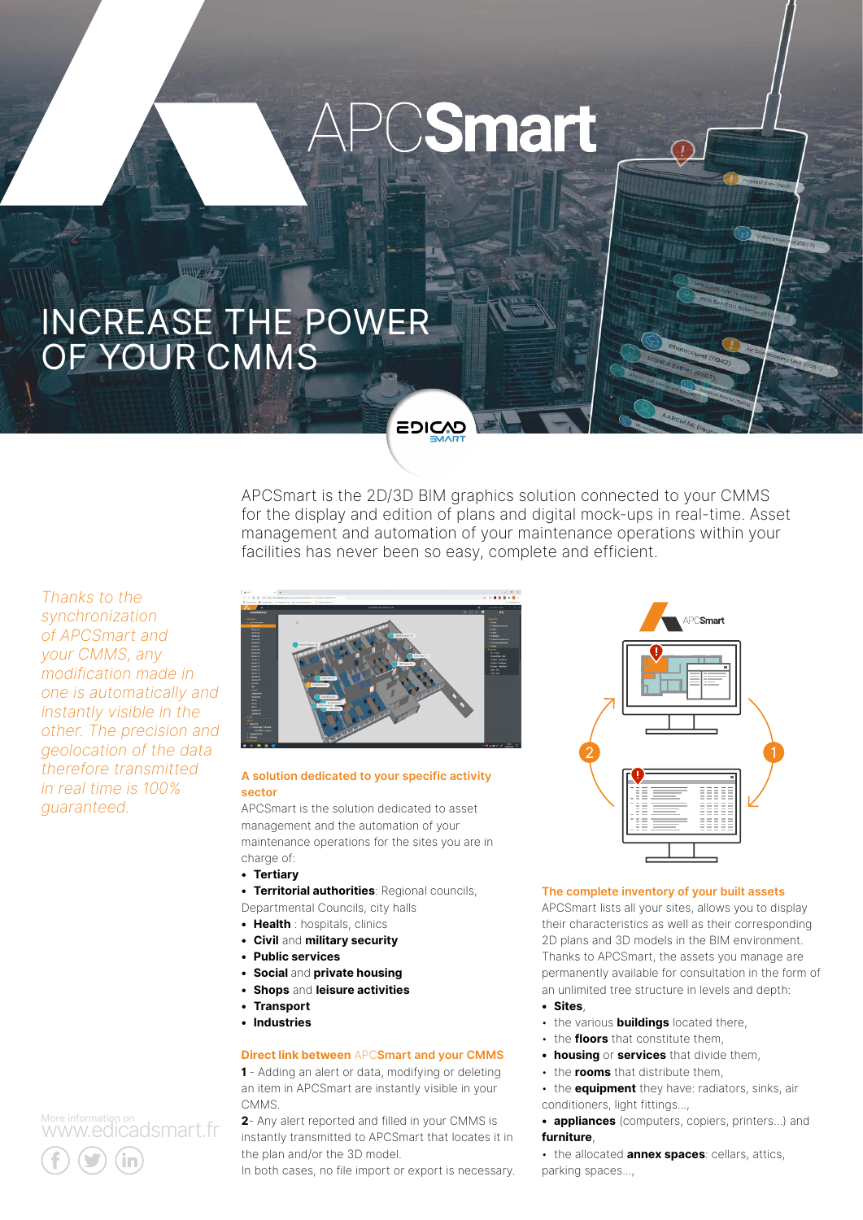# APCSmart

## INCREASE THE POWER OF YOUR CMMS

APCSmart is the 2D/3D BIM graphics solution connected to your CMMS for the display and edition of plans and digital mock-ups in real-time. Asset management and automation of your maintenance operations within your facilities has never been so easy, complete and efficient.

*Thanks to the synchronization of APCSmart and your CMMS, any modification made in one is automatically and instantly visible in the other. The precision and geolocation of the data therefore transmitted in real time is 100% guaranteed.*

### A solution dedicated to your specific activity sector

APCSmart is the solution dedicated to asset management and the automation of your maintenance operations for the sites you are in charge of:

- **Tertiary**
- **Territorial authorities**: Regional councils, Departmental Councils, city halls
- **Health** : hospitals, clinics
- **Civil** and **military security**
- **Public services**
- **Social** and **private housing**
- **Shops** and **leisure activities**
- **Transport**
- **Industries**

### Direct link between APCSmart and your CMMS

**1** - Adding an alert or data, modifying or deleting an item in APCSmart are instantly visible in your CMMS.

**2**- Any alert reported and filled in your CMMS is instantly transmitted to APCSmart that locates it in the plan and/or the 3D model.

In both cases, no file import or export is necessary.

### The complete inventory of your built assets

APCSmart lists all your sites, allows you to display their characteristics as well as their corresponding 2D plans and 3D models in the BIM environment. Thanks to APCSmart, the assets you manage are permanently available for consultation in the form of an unlimited tree structure in levels and depth:

- **Sites**,
- the various **buildings** located there,
- the **floors** that constitute them,
- **housing** or **services** that divide them,
- the **rooms** that distribute them,
- the **equipment** they have: radiators, sinks, air conditioners, light fittings...,
- **appliances** (computers, copiers, printers...) and **furniture**,
- the allocated **annex spaces**: cellars, attics, parking spaces...,

More information on www.edicadsmart.fr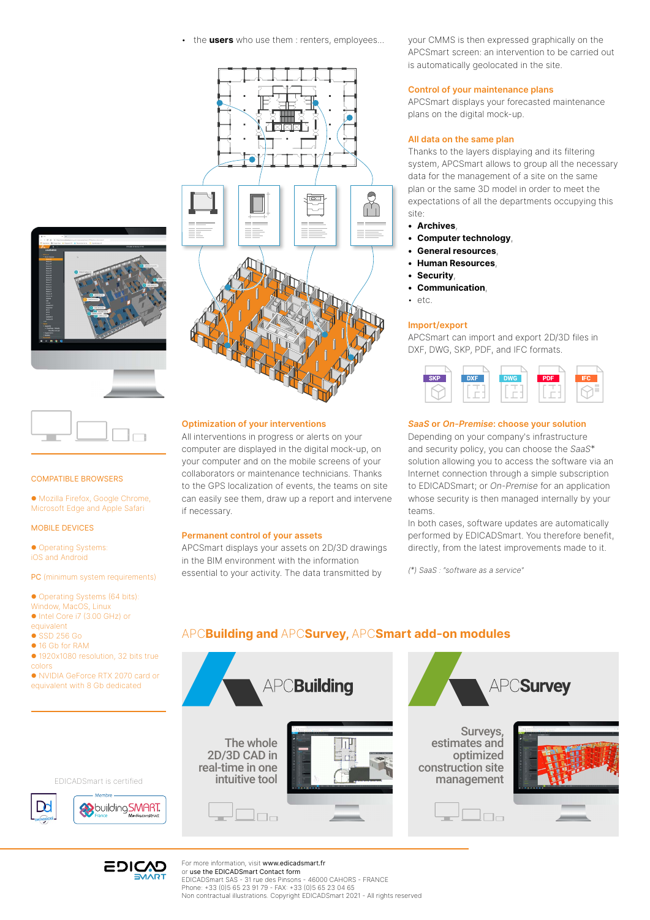- the **users** who use them : renters, employees...

## Optimization of your interventions

All interventions in progress or alerts on your computer are displayed in the digital mock-up, on your computer and on the mobile screens of your collaborators or maintenance technicians. Thanks to the GPS localization of events, the teams on site can easily see them, draw up a report and intervene if necessary.

## Permanent control of your assets

APCSmart displays your assets on 2D/3D drawings in the BIM environment with the information essential to your activity. The data transmitted by your CMMS is then expressed graphically on the APCSmart screen: an intervention to be carried out is automatically geolocated in the site.

## Control of your maintenance plans

APCSmart displays your forecasted maintenance plans on the digital mock-up.

## All data on the same plan

Thanks to the layers displaying and its filtering system, APCSmart allows to group all the necessary data for the management of a site on the same plan or the same 3D model in order to meet the expectations of all the departments occupying this site:

- **Archives**,
- **Computer technology**,
- **General resources**,
- **Human Resources**,
- **Security**,
- **Communication**,
- etc.

## Import/export

APCSmart can import and export 2D/3D files in DXF, DWG, SKP, PDF, and IFC formats.

SKP DXF DWG PDF IFC

## *SaaS* or *On-Premise*: choose your solution

Depending on your company's infrastructure and security policy, you can choose the *SaaS\** solution allowing you to access the software via an Internet connection through a simple subscription to EDICADSmart; or *On-Premise* for an application whose security is then managed internally by your teams.

In both cases, software updates are automatically performed by EDICADSmart. You therefore benefit, directly, from the latest improvements made to it.

*(\*) SaaS : "software as a service"*

COMPATIBLE BROWSERS

- Mozilla Firefox, Google Chrome, Microsoft Edge and Apple Safari

MOBILE DEVICES

- Operating Systems: iOS and Android

PC (minimum system requirements)

- Operating Systems (64 bits): Window, MacOS, Linux
- Intel Core i7 (3.00 GHz) or equivalent
- SSD 256 Go
- 16 Gb for RAM
- 1920x1080 resolution, 32 bits true colors
- NVIDIA GeForce RTX 2070 card or equivalent with 8 Gb dedicated

EDICADSmart is certified

## APC**Building and** APC**Survey,** APC**Smart add-on modules**

**APCBuilding**

The whole 2D/3D CAD in real-time in one intuitive tool

**APCSurvey**

Surveys, estimates and optimized construction site management

For more information, visit www.edicadsmart.fr
or use the EDICADSmart Contact form
EDICADSmart SAS - 31 rue des Pinsons - 46000 CAHORS - FRANCE
Phone: +33 (0)5 65 23 91 79 - FAX: +33 (0)5 65 23 04 65
Non contractual illustrations. Copyright EDICADSmart 2021 - All rights reserved